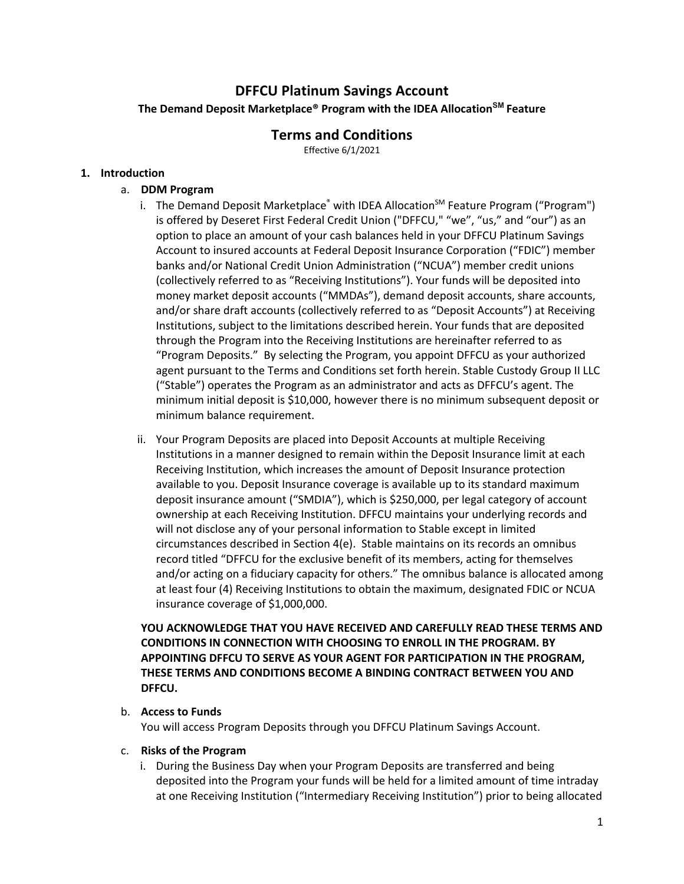# DFFCU Platinum Savings Account

**The Demand Deposit Marketplace® Program with the IDEA Allocation℠ Feature**

## Terms and Conditions

Effective 6/1/2021

1. **Introduction**
   a. **DDM Program**
      i. The Demand Deposit Marketplace® with IDEA Allocation℠ Feature Program ("Program") is offered by Deseret First Federal Credit Union ("DFFCU," "we", "us," and "our") as an option to place an amount of your cash balances held in your DFFCU Platinum Savings Account to insured accounts at Federal Deposit Insurance Corporation ("FDIC") member banks and/or National Credit Union Administration ("NCUA") member credit unions (collectively referred to as "Receiving Institutions"). Your funds will be deposited into money market deposit accounts ("MMDAs"), demand deposit accounts, share accounts, and/or share draft accounts (collectively referred to as "Deposit Accounts") at Receiving Institutions, subject to the limitations described herein. Your funds that are deposited through the Program into the Receiving Institutions are hereinafter referred to as "Program Deposits." By selecting the Program, you appoint DFFCU as your authorized agent pursuant to the Terms and Conditions set forth herein. Stable Custody Group II LLC ("Stable") operates the Program as an administrator and acts as DFFCU's agent. The minimum initial deposit is $10,000, however there is no minimum subsequent deposit or minimum balance requirement.

      ii. Your Program Deposits are placed into Deposit Accounts at multiple Receiving Institutions in a manner designed to remain within the Deposit Insurance limit at each Receiving Institution, which increases the amount of Deposit Insurance protection available to you. Deposit Insurance coverage is available up to its standard maximum deposit insurance amount ("SMDIA"), which is $250,000, per legal category of account ownership at each Receiving Institution. DFFCU maintains your underlying records and will not disclose any of your personal information to Stable except in limited circumstances described in Section 4(e). Stable maintains on its records an omnibus record titled "DFFCU for the exclusive benefit of its members, acting for themselves and/or acting on a fiduciary capacity for others." The omnibus balance is allocated among at least four (4) Receiving Institutions to obtain the maximum, designated FDIC or NCUA insurance coverage of $1,000,000.

      **YOU ACKNOWLEDGE THAT YOU HAVE RECEIVED AND CAREFULLY READ THESE TERMS AND CONDITIONS IN CONNECTION WITH CHOOSING TO ENROLL IN THE PROGRAM. BY APPOINTING DFFCU TO SERVE AS YOUR AGENT FOR PARTICIPATION IN THE PROGRAM, THESE TERMS AND CONDITIONS BECOME A BINDING CONTRACT BETWEEN YOU AND DFFCU.**

   b. **Access to Funds**

      You will access Program Deposits through you DFFCU Platinum Savings Account.

   c. **Risks of the Program**
      i. During the Business Day when your Program Deposits are transferred and being deposited into the Program your funds will be held for a limited amount of time intraday at one Receiving Institution ("Intermediary Receiving Institution") prior to being allocated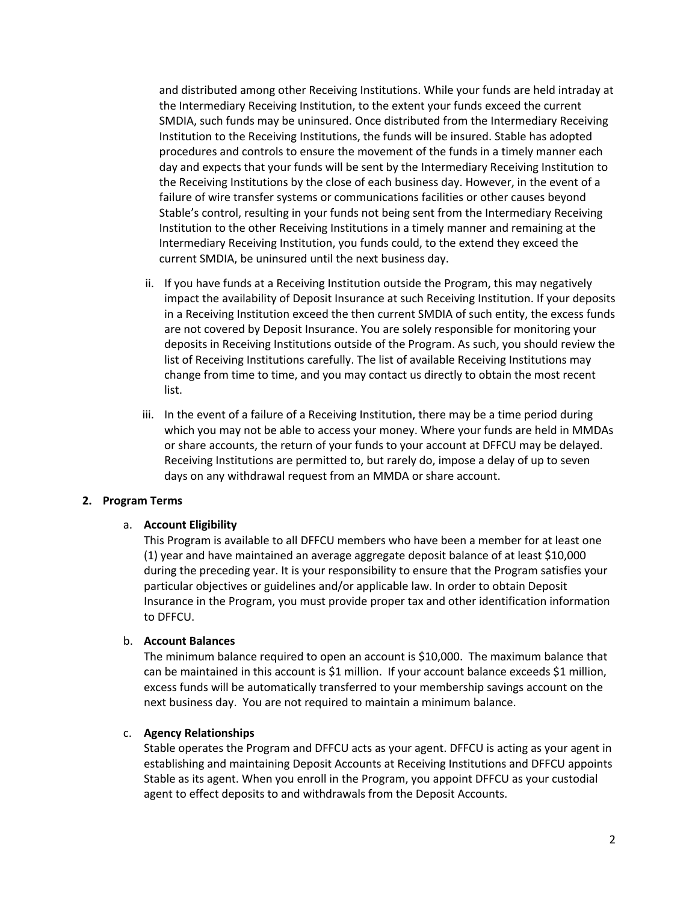and distributed among other Receiving Institutions. While your funds are held intraday at the Intermediary Receiving Institution, to the extent your funds exceed the current SMDIA, such funds may be uninsured. Once distributed from the Intermediary Receiving Institution to the Receiving Institutions, the funds will be insured. Stable has adopted procedures and controls to ensure the movement of the funds in a timely manner each day and expects that your funds will be sent by the Intermediary Receiving Institution to the Receiving Institutions by the close of each business day. However, in the event of a failure of wire transfer systems or communications facilities or other causes beyond Stable's control, resulting in your funds not being sent from the Intermediary Receiving Institution to the other Receiving Institutions in a timely manner and remaining at the Intermediary Receiving Institution, you funds could, to the extend they exceed the current SMDIA, be uninsured until the next business day.

ii. If you have funds at a Receiving Institution outside the Program, this may negatively impact the availability of Deposit Insurance at such Receiving Institution. If your deposits in a Receiving Institution exceed the then current SMDIA of such entity, the excess funds are not covered by Deposit Insurance. You are solely responsible for monitoring your deposits in Receiving Institutions outside of the Program. As such, you should review the list of Receiving Institutions carefully. The list of available Receiving Institutions may change from time to time, and you may contact us directly to obtain the most recent list.

iii. In the event of a failure of a Receiving Institution, there may be a time period during which you may not be able to access your money. Where your funds are held in MMDAs or share accounts, the return of your funds to your account at DFFCU may be delayed. Receiving Institutions are permitted to, but rarely do, impose a delay of up to seven days on any withdrawal request from an MMDA or share account.

**2. Program Terms**

a. **Account Eligibility**
This Program is available to all DFFCU members who have been a member for at least one (1) year and have maintained an average aggregate deposit balance of at least $10,000 during the preceding year. It is your responsibility to ensure that the Program satisfies your particular objectives or guidelines and/or applicable law. In order to obtain Deposit Insurance in the Program, you must provide proper tax and other identification information to DFFCU.

b. **Account Balances**
The minimum balance required to open an account is $10,000. The maximum balance that can be maintained in this account is $1 million. If your account balance exceeds $1 million, excess funds will be automatically transferred to your membership savings account on the next business day. You are not required to maintain a minimum balance.

c. **Agency Relationships**
Stable operates the Program and DFFCU acts as your agent. DFFCU is acting as your agent in establishing and maintaining Deposit Accounts at Receiving Institutions and DFFCU appoints Stable as its agent. When you enroll in the Program, you appoint DFFCU as your custodial agent to effect deposits to and withdrawals from the Deposit Accounts.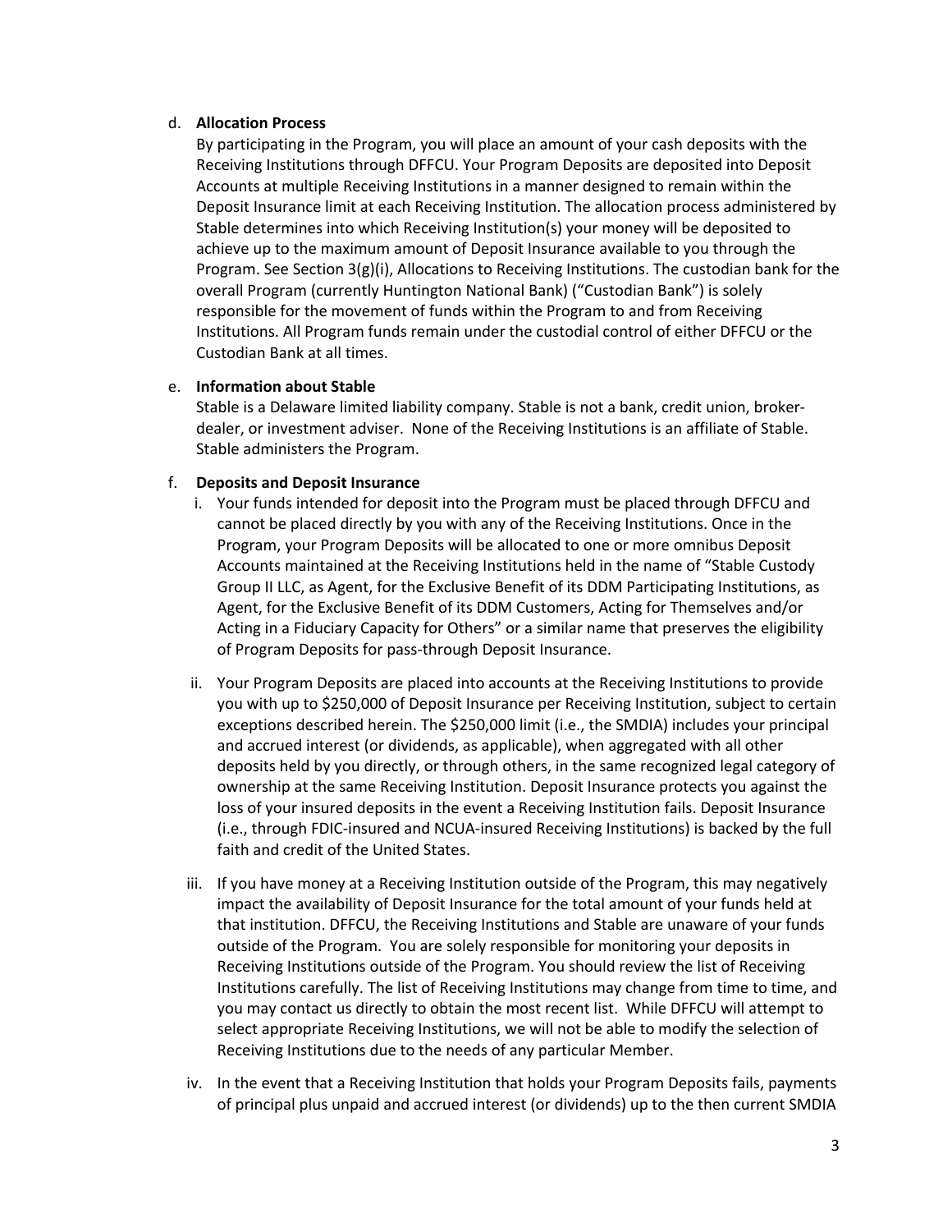d. **Allocation Process**

By participating in the Program, you will place an amount of your cash deposits with the Receiving Institutions through DFFCU. Your Program Deposits are deposited into Deposit Accounts at multiple Receiving Institutions in a manner designed to remain within the Deposit Insurance limit at each Receiving Institution. The allocation process administered by Stable determines into which Receiving Institution(s) your money will be deposited to achieve up to the maximum amount of Deposit Insurance available to you through the Program. See Section 3(g)(i), Allocations to Receiving Institutions. The custodian bank for the overall Program (currently Huntington National Bank) ("Custodian Bank") is solely responsible for the movement of funds within the Program to and from Receiving Institutions. All Program funds remain under the custodial control of either DFFCU or the Custodian Bank at all times.

e. **Information about Stable**

Stable is a Delaware limited liability company. Stable is not a bank, credit union, broker-dealer, or investment adviser. None of the Receiving Institutions is an affiliate of Stable. Stable administers the Program.

f. **Deposits and Deposit Insurance**

i. Your funds intended for deposit into the Program must be placed through DFFCU and cannot be placed directly by you with any of the Receiving Institutions. Once in the Program, your Program Deposits will be allocated to one or more omnibus Deposit Accounts maintained at the Receiving Institutions held in the name of "Stable Custody Group II LLC, as Agent, for the Exclusive Benefit of its DDM Participating Institutions, as Agent, for the Exclusive Benefit of its DDM Customers, Acting for Themselves and/or Acting in a Fiduciary Capacity for Others" or a similar name that preserves the eligibility of Program Deposits for pass-through Deposit Insurance.

ii. Your Program Deposits are placed into accounts at the Receiving Institutions to provide you with up to $250,000 of Deposit Insurance per Receiving Institution, subject to certain exceptions described herein. The $250,000 limit (i.e., the SMDIA) includes your principal and accrued interest (or dividends, as applicable), when aggregated with all other deposits held by you directly, or through others, in the same recognized legal category of ownership at the same Receiving Institution. Deposit Insurance protects you against the loss of your insured deposits in the event a Receiving Institution fails. Deposit Insurance (i.e., through FDIC-insured and NCUA-insured Receiving Institutions) is backed by the full faith and credit of the United States.

iii. If you have money at a Receiving Institution outside of the Program, this may negatively impact the availability of Deposit Insurance for the total amount of your funds held at that institution. DFFCU, the Receiving Institutions and Stable are unaware of your funds outside of the Program. You are solely responsible for monitoring your deposits in Receiving Institutions outside of the Program. You should review the list of Receiving Institutions carefully. The list of Receiving Institutions may change from time to time, and you may contact us directly to obtain the most recent list. While DFFCU will attempt to select appropriate Receiving Institutions, we will not be able to modify the selection of Receiving Institutions due to the needs of any particular Member.

iv. In the event that a Receiving Institution that holds your Program Deposits fails, payments of principal plus unpaid and accrued interest (or dividends) up to the then current SMDIA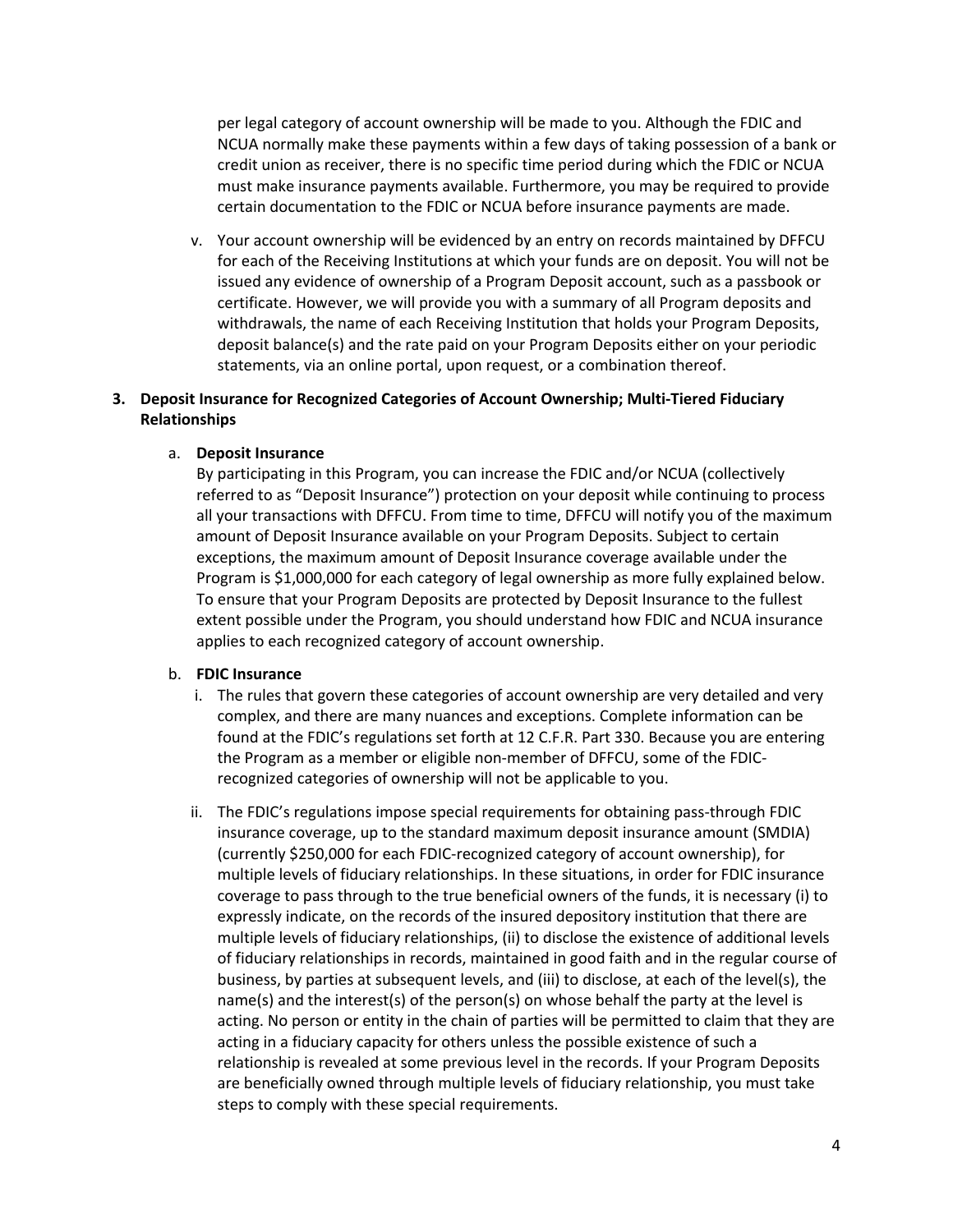per legal category of account ownership will be made to you. Although the FDIC and NCUA normally make these payments within a few days of taking possession of a bank or credit union as receiver, there is no specific time period during which the FDIC or NCUA must make insurance payments available. Furthermore, you may be required to provide certain documentation to the FDIC or NCUA before insurance payments are made.

v. Your account ownership will be evidenced by an entry on records maintained by DFFCU for each of the Receiving Institutions at which your funds are on deposit. You will not be issued any evidence of ownership of a Program Deposit account, such as a passbook or certificate. However, we will provide you with a summary of all Program deposits and withdrawals, the name of each Receiving Institution that holds your Program Deposits, deposit balance(s) and the rate paid on your Program Deposits either on your periodic statements, via an online portal, upon request, or a combination thereof.

**3. Deposit Insurance for Recognized Categories of Account Ownership; Multi-Tiered Fiduciary Relationships**

a. **Deposit Insurance**

By participating in this Program, you can increase the FDIC and/or NCUA (collectively referred to as "Deposit Insurance") protection on your deposit while continuing to process all your transactions with DFFCU. From time to time, DFFCU will notify you of the maximum amount of Deposit Insurance available on your Program Deposits. Subject to certain exceptions, the maximum amount of Deposit Insurance coverage available under the Program is $1,000,000 for each category of legal ownership as more fully explained below. To ensure that your Program Deposits are protected by Deposit Insurance to the fullest extent possible under the Program, you should understand how FDIC and NCUA insurance applies to each recognized category of account ownership.

b. **FDIC Insurance**

i. The rules that govern these categories of account ownership are very detailed and very complex, and there are many nuances and exceptions. Complete information can be found at the FDIC's regulations set forth at 12 C.F.R. Part 330. Because you are entering the Program as a member or eligible non-member of DFFCU, some of the FDIC-recognized categories of ownership will not be applicable to you.

ii. The FDIC's regulations impose special requirements for obtaining pass-through FDIC insurance coverage, up to the standard maximum deposit insurance amount (SMDIA) (currently $250,000 for each FDIC-recognized category of account ownership), for multiple levels of fiduciary relationships. In these situations, in order for FDIC insurance coverage to pass through to the true beneficial owners of the funds, it is necessary (i) to expressly indicate, on the records of the insured depository institution that there are multiple levels of fiduciary relationships, (ii) to disclose the existence of additional levels of fiduciary relationships in records, maintained in good faith and in the regular course of business, by parties at subsequent levels, and (iii) to disclose, at each of the level(s), the name(s) and the interest(s) of the person(s) on whose behalf the party at the level is acting. No person or entity in the chain of parties will be permitted to claim that they are acting in a fiduciary capacity for others unless the possible existence of such a relationship is revealed at some previous level in the records. If your Program Deposits are beneficially owned through multiple levels of fiduciary relationship, you must take steps to comply with these special requirements.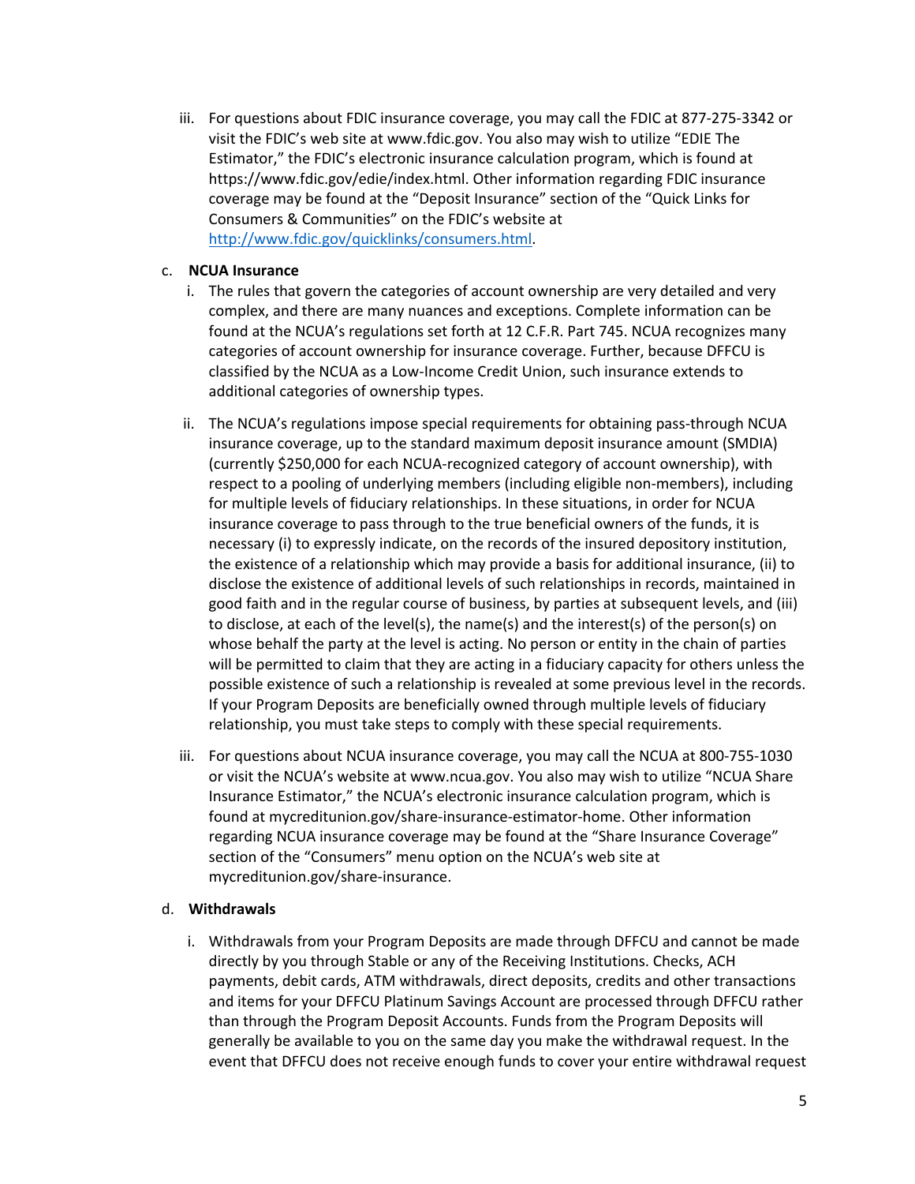iii. For questions about FDIC insurance coverage, you may call the FDIC at 877-275-3342 or visit the FDIC's web site at www.fdic.gov. You also may wish to utilize "EDIE The Estimator," the FDIC's electronic insurance calculation program, which is found at https://www.fdic.gov/edie/index.html. Other information regarding FDIC insurance coverage may be found at the "Deposit Insurance" section of the "Quick Links for Consumers & Communities" on the FDIC's website at [http://www.fdic.gov/quicklinks/consumers.html](http://www.fdic.gov/quicklinks/consumers.html).

c. **NCUA Insurance**

i. The rules that govern the categories of account ownership are very detailed and very complex, and there are many nuances and exceptions. Complete information can be found at the NCUA's regulations set forth at 12 C.F.R. Part 745. NCUA recognizes many categories of account ownership for insurance coverage. Further, because DFFCU is classified by the NCUA as a Low-Income Credit Union, such insurance extends to additional categories of ownership types.

ii. The NCUA's regulations impose special requirements for obtaining pass-through NCUA insurance coverage, up to the standard maximum deposit insurance amount (SMDIA) (currently $250,000 for each NCUA-recognized category of account ownership), with respect to a pooling of underlying members (including eligible non-members), including for multiple levels of fiduciary relationships. In these situations, in order for NCUA insurance coverage to pass through to the true beneficial owners of the funds, it is necessary (i) to expressly indicate, on the records of the insured depository institution, the existence of a relationship which may provide a basis for additional insurance, (ii) to disclose the existence of additional levels of such relationships in records, maintained in good faith and in the regular course of business, by parties at subsequent levels, and (iii) to disclose, at each of the level(s), the name(s) and the interest(s) of the person(s) on whose behalf the party at the level is acting. No person or entity in the chain of parties will be permitted to claim that they are acting in a fiduciary capacity for others unless the possible existence of such a relationship is revealed at some previous level in the records. If your Program Deposits are beneficially owned through multiple levels of fiduciary relationship, you must take steps to comply with these special requirements.

iii. For questions about NCUA insurance coverage, you may call the NCUA at 800-755-1030 or visit the NCUA's website at www.ncua.gov. You also may wish to utilize "NCUA Share Insurance Estimator," the NCUA's electronic insurance calculation program, which is found at mycreditunion.gov/share-insurance-estimator-home. Other information regarding NCUA insurance coverage may be found at the "Share Insurance Coverage" section of the "Consumers" menu option on the NCUA's web site at mycreditunion.gov/share-insurance.

d. **Withdrawals**

i. Withdrawals from your Program Deposits are made through DFFCU and cannot be made directly by you through Stable or any of the Receiving Institutions. Checks, ACH payments, debit cards, ATM withdrawals, direct deposits, credits and other transactions and items for your DFFCU Platinum Savings Account are processed through DFFCU rather than through the Program Deposit Accounts. Funds from the Program Deposits will generally be available to you on the same day you make the withdrawal request. In the event that DFFCU does not receive enough funds to cover your entire withdrawal request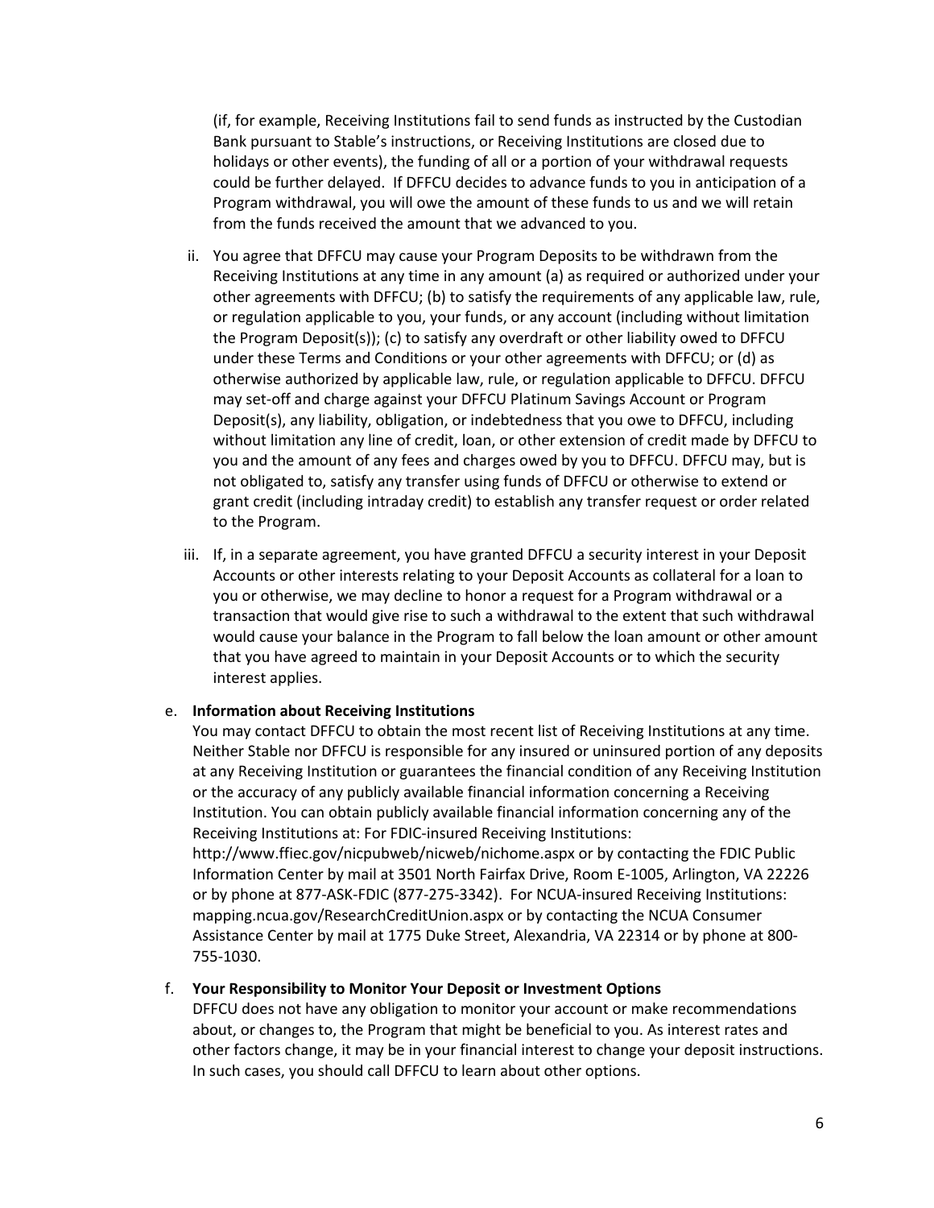(if, for example, Receiving Institutions fail to send funds as instructed by the Custodian Bank pursuant to Stable's instructions, or Receiving Institutions are closed due to holidays or other events), the funding of all or a portion of your withdrawal requests could be further delayed. If DFFCU decides to advance funds to you in anticipation of a Program withdrawal, you will owe the amount of these funds to us and we will retain from the funds received the amount that we advanced to you.

ii. You agree that DFFCU may cause your Program Deposits to be withdrawn from the Receiving Institutions at any time in any amount (a) as required or authorized under your other agreements with DFFCU; (b) to satisfy the requirements of any applicable law, rule, or regulation applicable to you, your funds, or any account (including without limitation the Program Deposit(s)); (c) to satisfy any overdraft or other liability owed to DFFCU under these Terms and Conditions or your other agreements with DFFCU; or (d) as otherwise authorized by applicable law, rule, or regulation applicable to DFFCU. DFFCU may set-off and charge against your DFFCU Platinum Savings Account or Program Deposit(s), any liability, obligation, or indebtedness that you owe to DFFCU, including without limitation any line of credit, loan, or other extension of credit made by DFFCU to you and the amount of any fees and charges owed by you to DFFCU. DFFCU may, but is not obligated to, satisfy any transfer using funds of DFFCU or otherwise to extend or grant credit (including intraday credit) to establish any transfer request or order related to the Program.

iii. If, in a separate agreement, you have granted DFFCU a security interest in your Deposit Accounts or other interests relating to your Deposit Accounts as collateral for a loan to you or otherwise, we may decline to honor a request for a Program withdrawal or a transaction that would give rise to such a withdrawal to the extent that such withdrawal would cause your balance in the Program to fall below the loan amount or other amount that you have agreed to maintain in your Deposit Accounts or to which the security interest applies.

e. **Information about Receiving Institutions**
You may contact DFFCU to obtain the most recent list of Receiving Institutions at any time. Neither Stable nor DFFCU is responsible for any insured or uninsured portion of any deposits at any Receiving Institution or guarantees the financial condition of any Receiving Institution or the accuracy of any publicly available financial information concerning a Receiving Institution. You can obtain publicly available financial information concerning any of the Receiving Institutions at: For FDIC-insured Receiving Institutions: http://www.ffiec.gov/nicpubweb/nicweb/nichome.aspx or by contacting the FDIC Public Information Center by mail at 3501 North Fairfax Drive, Room E-1005, Arlington, VA 22226 or by phone at 877-ASK-FDIC (877-275-3342). For NCUA-insured Receiving Institutions: mapping.ncua.gov/ResearchCreditUnion.aspx or by contacting the NCUA Consumer Assistance Center by mail at 1775 Duke Street, Alexandria, VA 22314 or by phone at 800-755-1030.

f. **Your Responsibility to Monitor Your Deposit or Investment Options**
DFFCU does not have any obligation to monitor your account or make recommendations about, or changes to, the Program that might be beneficial to you. As interest rates and other factors change, it may be in your financial interest to change your deposit instructions. In such cases, you should call DFFCU to learn about other options.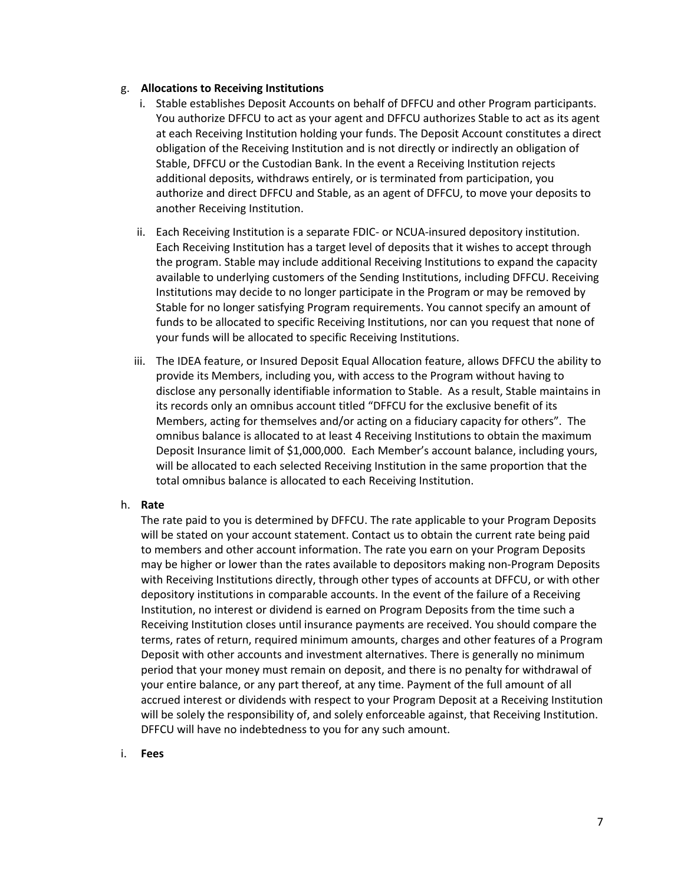g. **Allocations to Receiving Institutions**

   i. Stable establishes Deposit Accounts on behalf of DFFCU and other Program participants. You authorize DFFCU to act as your agent and DFFCU authorizes Stable to act as its agent at each Receiving Institution holding your funds. The Deposit Account constitutes a direct obligation of the Receiving Institution and is not directly or indirectly an obligation of Stable, DFFCU or the Custodian Bank. In the event a Receiving Institution rejects additional deposits, withdraws entirely, or is terminated from participation, you authorize and direct DFFCU and Stable, as an agent of DFFCU, to move your deposits to another Receiving Institution.

   ii. Each Receiving Institution is a separate FDIC- or NCUA-insured depository institution. Each Receiving Institution has a target level of deposits that it wishes to accept through the program. Stable may include additional Receiving Institutions to expand the capacity available to underlying customers of the Sending Institutions, including DFFCU. Receiving Institutions may decide to no longer participate in the Program or may be removed by Stable for no longer satisfying Program requirements. You cannot specify an amount of funds to be allocated to specific Receiving Institutions, nor can you request that none of your funds will be allocated to specific Receiving Institutions.

   iii. The IDEA feature, or Insured Deposit Equal Allocation feature, allows DFFCU the ability to provide its Members, including you, with access to the Program without having to disclose any personally identifiable information to Stable. As a result, Stable maintains in its records only an omnibus account titled "DFFCU for the exclusive benefit of its Members, acting for themselves and/or acting on a fiduciary capacity for others". The omnibus balance is allocated to at least 4 Receiving Institutions to obtain the maximum Deposit Insurance limit of $1,000,000. Each Member's account balance, including yours, will be allocated to each selected Receiving Institution in the same proportion that the total omnibus balance is allocated to each Receiving Institution.

h. **Rate**

   The rate paid to you is determined by DFFCU. The rate applicable to your Program Deposits will be stated on your account statement. Contact us to obtain the current rate being paid to members and other account information. The rate you earn on your Program Deposits may be higher or lower than the rates available to depositors making non-Program Deposits with Receiving Institutions directly, through other types of accounts at DFFCU, or with other depository institutions in comparable accounts. In the event of the failure of a Receiving Institution, no interest or dividend is earned on Program Deposits from the time such a Receiving Institution closes until insurance payments are received. You should compare the terms, rates of return, required minimum amounts, charges and other features of a Program Deposit with other accounts and investment alternatives. There is generally no minimum period that your money must remain on deposit, and there is no penalty for withdrawal of your entire balance, or any part thereof, at any time. Payment of the full amount of all accrued interest or dividends with respect to your Program Deposit at a Receiving Institution will be solely the responsibility of, and solely enforceable against, that Receiving Institution. DFFCU will have no indebtedness to you for any such amount.

i. **Fees**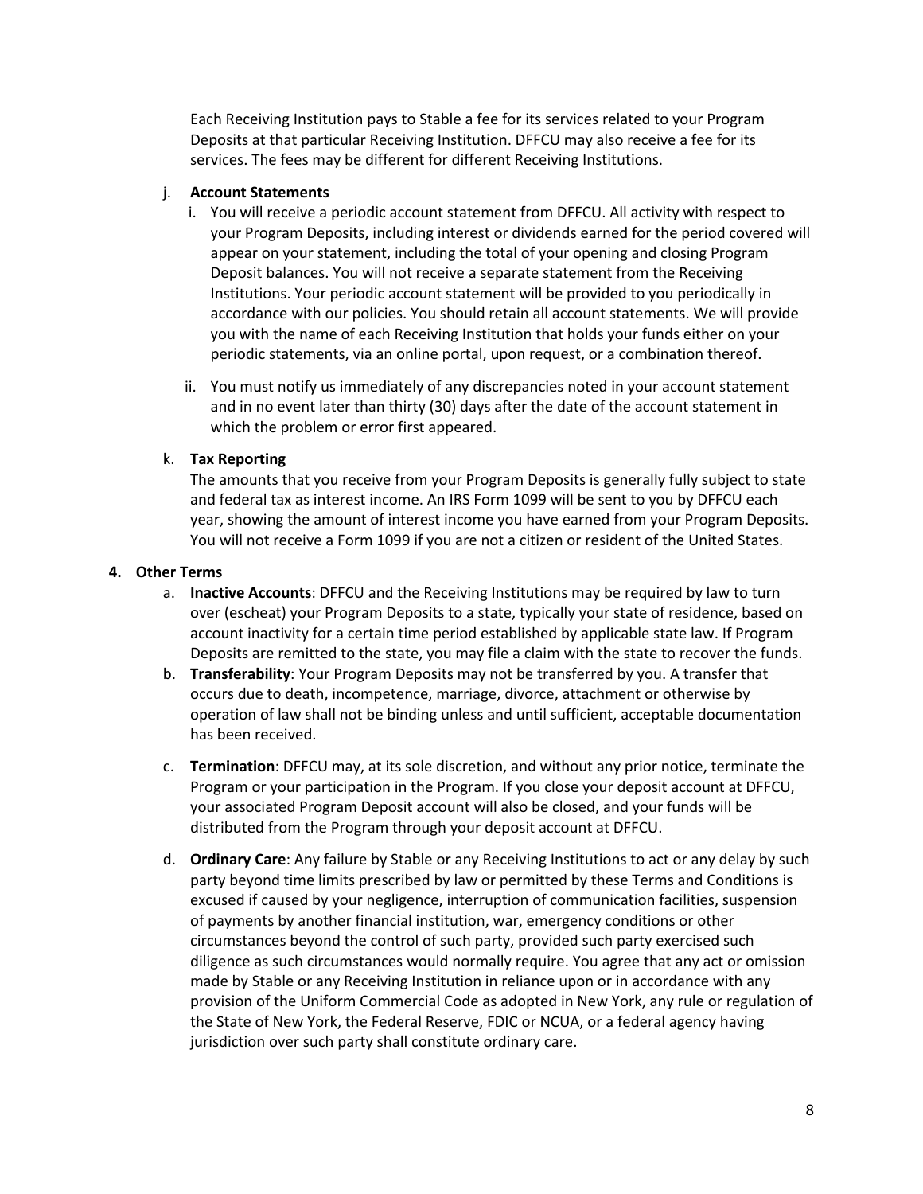Each Receiving Institution pays to Stable a fee for its services related to your Program Deposits at that particular Receiving Institution. DFFCU may also receive a fee for its services. The fees may be different for different Receiving Institutions.

j. **Account Statements**
   i. You will receive a periodic account statement from DFFCU. All activity with respect to your Program Deposits, including interest or dividends earned for the period covered will appear on your statement, including the total of your opening and closing Program Deposit balances. You will not receive a separate statement from the Receiving Institutions. Your periodic account statement will be provided to you periodically in accordance with our policies. You should retain all account statements. We will provide you with the name of each Receiving Institution that holds your funds either on your periodic statements, via an online portal, upon request, or a combination thereof.

   ii. You must notify us immediately of any discrepancies noted in your account statement and in no event later than thirty (30) days after the date of the account statement in which the problem or error first appeared.

k. **Tax Reporting**
   The amounts that you receive from your Program Deposits is generally fully subject to state and federal tax as interest income. An IRS Form 1099 will be sent to you by DFFCU each year, showing the amount of interest income you have earned from your Program Deposits. You will not receive a Form 1099 if you are not a citizen or resident of the United States.

**4. Other Terms**

a. **Inactive Accounts**: DFFCU and the Receiving Institutions may be required by law to turn over (escheat) your Program Deposits to a state, typically your state of residence, based on account inactivity for a certain time period established by applicable state law. If Program Deposits are remitted to the state, you may file a claim with the state to recover the funds.

b. **Transferability**: Your Program Deposits may not be transferred by you. A transfer that occurs due to death, incompetence, marriage, divorce, attachment or otherwise by operation of law shall not be binding unless and until sufficient, acceptable documentation has been received.

c. **Termination**: DFFCU may, at its sole discretion, and without any prior notice, terminate the Program or your participation in the Program. If you close your deposit account at DFFCU, your associated Program Deposit account will also be closed, and your funds will be distributed from the Program through your deposit account at DFFCU.

d. **Ordinary Care**: Any failure by Stable or any Receiving Institutions to act or any delay by such party beyond time limits prescribed by law or permitted by these Terms and Conditions is excused if caused by your negligence, interruption of communication facilities, suspension of payments by another financial institution, war, emergency conditions or other circumstances beyond the control of such party, provided such party exercised such diligence as such circumstances would normally require. You agree that any act or omission made by Stable or any Receiving Institution in reliance upon or in accordance with any provision of the Uniform Commercial Code as adopted in New York, any rule or regulation of the State of New York, the Federal Reserve, FDIC or NCUA, or a federal agency having jurisdiction over such party shall constitute ordinary care.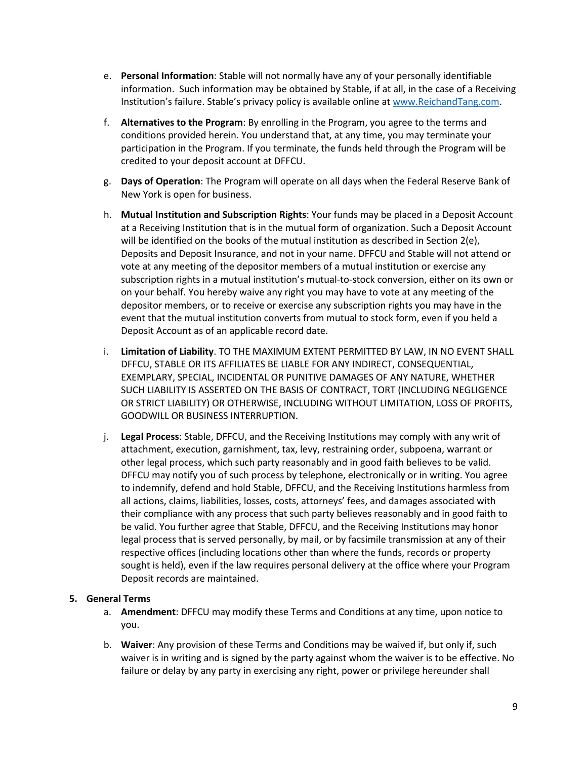e. **Personal Information**: Stable will not normally have any of your personally identifiable information. Such information may be obtained by Stable, if at all, in the case of a Receiving Institution's failure. Stable's privacy policy is available online at [www.ReichandTang.com](www.ReichandTang.com).

f. **Alternatives to the Program**: By enrolling in the Program, you agree to the terms and conditions provided herein. You understand that, at any time, you may terminate your participation in the Program. If you terminate, the funds held through the Program will be credited to your deposit account at DFFCU.

g. **Days of Operation**: The Program will operate on all days when the Federal Reserve Bank of New York is open for business.

h. **Mutual Institution and Subscription Rights**: Your funds may be placed in a Deposit Account at a Receiving Institution that is in the mutual form of organization. Such a Deposit Account will be identified on the books of the mutual institution as described in Section 2(e), Deposits and Deposit Insurance, and not in your name. DFFCU and Stable will not attend or vote at any meeting of the depositor members of a mutual institution or exercise any subscription rights in a mutual institution's mutual-to-stock conversion, either on its own or on your behalf. You hereby waive any right you may have to vote at any meeting of the depositor members, or to receive or exercise any subscription rights you may have in the event that the mutual institution converts from mutual to stock form, even if you held a Deposit Account as of an applicable record date.

i. **Limitation of Liability**. TO THE MAXIMUM EXTENT PERMITTED BY LAW, IN NO EVENT SHALL DFFCU, STABLE OR ITS AFFILIATES BE LIABLE FOR ANY INDIRECT, CONSEQUENTIAL, EXEMPLARY, SPECIAL, INCIDENTAL OR PUNITIVE DAMAGES OF ANY NATURE, WHETHER SUCH LIABILITY IS ASSERTED ON THE BASIS OF CONTRACT, TORT (INCLUDING NEGLIGENCE OR STRICT LIABILITY) OR OTHERWISE, INCLUDING WITHOUT LIMITATION, LOSS OF PROFITS, GOODWILL OR BUSINESS INTERRUPTION.

j. **Legal Process**: Stable, DFFCU, and the Receiving Institutions may comply with any writ of attachment, execution, garnishment, tax, levy, restraining order, subpoena, warrant or other legal process, which such party reasonably and in good faith believes to be valid. DFFCU may notify you of such process by telephone, electronically or in writing. You agree to indemnify, defend and hold Stable, DFFCU, and the Receiving Institutions harmless from all actions, claims, liabilities, losses, costs, attorneys' fees, and damages associated with their compliance with any process that such party believes reasonably and in good faith to be valid. You further agree that Stable, DFFCU, and the Receiving Institutions may honor legal process that is served personally, by mail, or by facsimile transmission at any of their respective offices (including locations other than where the funds, records or property sought is held), even if the law requires personal delivery at the office where your Program Deposit records are maintained.

**5. General Terms**

a. **Amendment**: DFFCU may modify these Terms and Conditions at any time, upon notice to you.

b. **Waiver**: Any provision of these Terms and Conditions may be waived if, but only if, such waiver is in writing and is signed by the party against whom the waiver is to be effective. No failure or delay by any party in exercising any right, power or privilege hereunder shall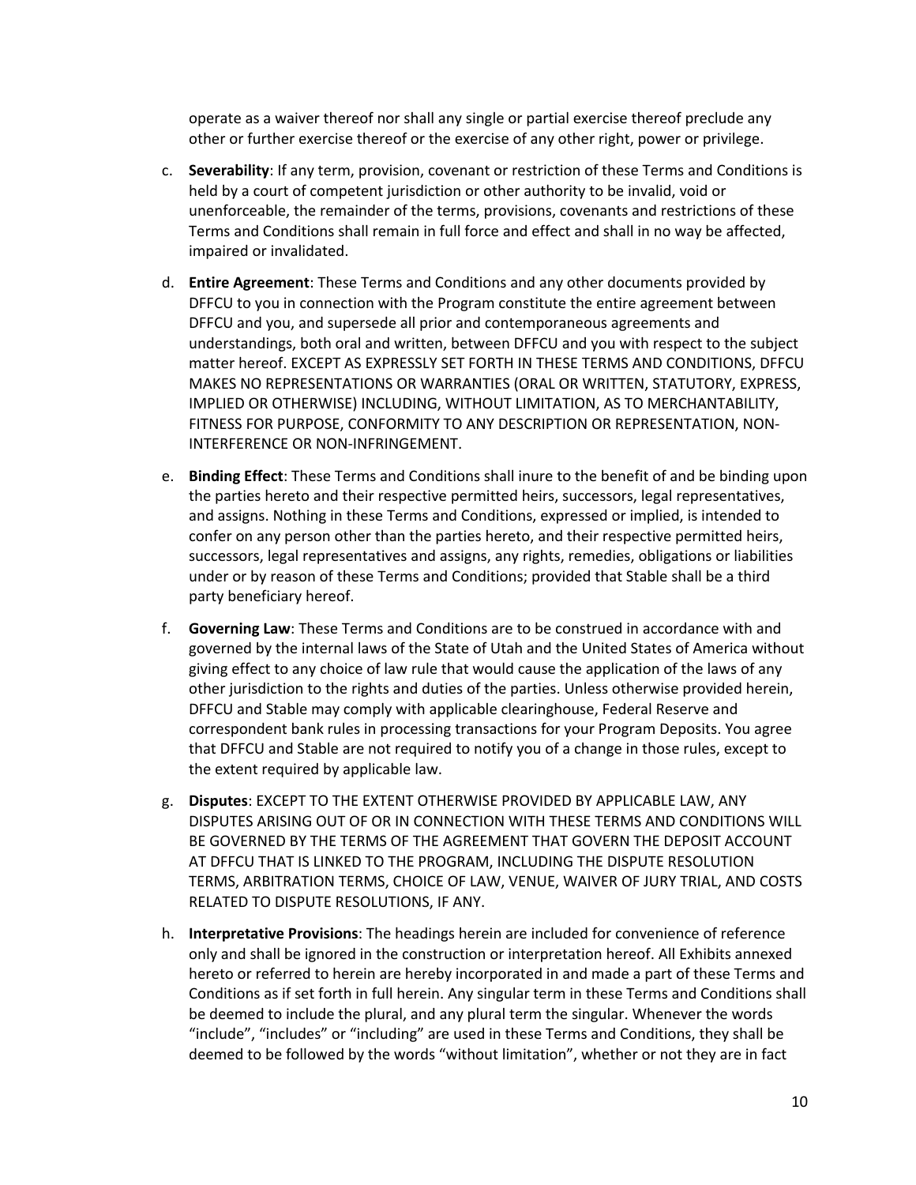operate as a waiver thereof nor shall any single or partial exercise thereof preclude any other or further exercise thereof or the exercise of any other right, power or privilege.

c. **Severability**: If any term, provision, covenant or restriction of these Terms and Conditions is held by a court of competent jurisdiction or other authority to be invalid, void or unenforceable, the remainder of the terms, provisions, covenants and restrictions of these Terms and Conditions shall remain in full force and effect and shall in no way be affected, impaired or invalidated.

d. **Entire Agreement**: These Terms and Conditions and any other documents provided by DFFCU to you in connection with the Program constitute the entire agreement between DFFCU and you, and supersede all prior and contemporaneous agreements and understandings, both oral and written, between DFFCU and you with respect to the subject matter hereof. EXCEPT AS EXPRESSLY SET FORTH IN THESE TERMS AND CONDITIONS, DFFCU MAKES NO REPRESENTATIONS OR WARRANTIES (ORAL OR WRITTEN, STATUTORY, EXPRESS, IMPLIED OR OTHERWISE) INCLUDING, WITHOUT LIMITATION, AS TO MERCHANTABILITY, FITNESS FOR PURPOSE, CONFORMITY TO ANY DESCRIPTION OR REPRESENTATION, NON-INTERFERENCE OR NON-INFRINGEMENT.

e. **Binding Effect**: These Terms and Conditions shall inure to the benefit of and be binding upon the parties hereto and their respective permitted heirs, successors, legal representatives, and assigns. Nothing in these Terms and Conditions, expressed or implied, is intended to confer on any person other than the parties hereto, and their respective permitted heirs, successors, legal representatives and assigns, any rights, remedies, obligations or liabilities under or by reason of these Terms and Conditions; provided that Stable shall be a third party beneficiary hereof.

f. **Governing Law**: These Terms and Conditions are to be construed in accordance with and governed by the internal laws of the State of Utah and the United States of America without giving effect to any choice of law rule that would cause the application of the laws of any other jurisdiction to the rights and duties of the parties. Unless otherwise provided herein, DFFCU and Stable may comply with applicable clearinghouse, Federal Reserve and correspondent bank rules in processing transactions for your Program Deposits. You agree that DFFCU and Stable are not required to notify you of a change in those rules, except to the extent required by applicable law.

g. **Disputes**: EXCEPT TO THE EXTENT OTHERWISE PROVIDED BY APPLICABLE LAW, ANY DISPUTES ARISING OUT OF OR IN CONNECTION WITH THESE TERMS AND CONDITIONS WILL BE GOVERNED BY THE TERMS OF THE AGREEMENT THAT GOVERN THE DEPOSIT ACCOUNT AT DFFCU THAT IS LINKED TO THE PROGRAM, INCLUDING THE DISPUTE RESOLUTION TERMS, ARBITRATION TERMS, CHOICE OF LAW, VENUE, WAIVER OF JURY TRIAL, AND COSTS RELATED TO DISPUTE RESOLUTIONS, IF ANY.

h. **Interpretative Provisions**: The headings herein are included for convenience of reference only and shall be ignored in the construction or interpretation hereof. All Exhibits annexed hereto or referred to herein are hereby incorporated in and made a part of these Terms and Conditions as if set forth in full herein. Any singular term in these Terms and Conditions shall be deemed to include the plural, and any plural term the singular. Whenever the words "include", "includes" or "including" are used in these Terms and Conditions, they shall be deemed to be followed by the words "without limitation", whether or not they are in fact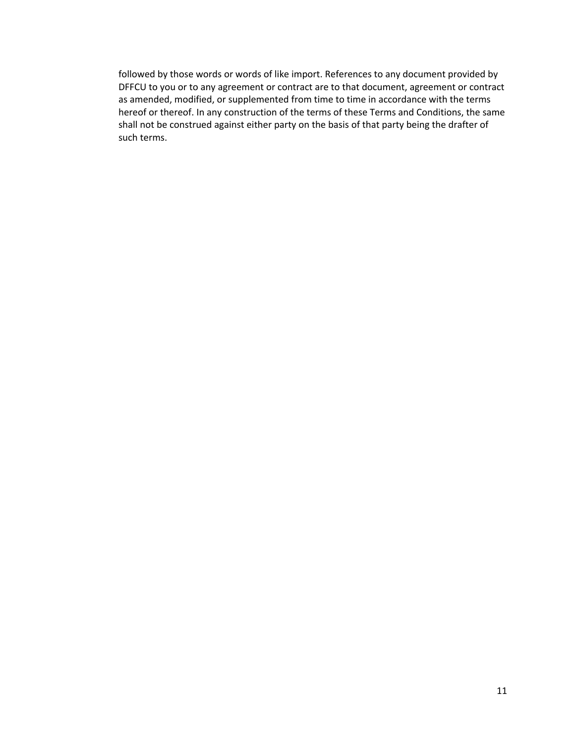followed by those words or words of like import. References to any document provided by DFFCU to you or to any agreement or contract are to that document, agreement or contract as amended, modified, or supplemented from time to time in accordance with the terms hereof or thereof. In any construction of the terms of these Terms and Conditions, the same shall not be construed against either party on the basis of that party being the drafter of such terms.